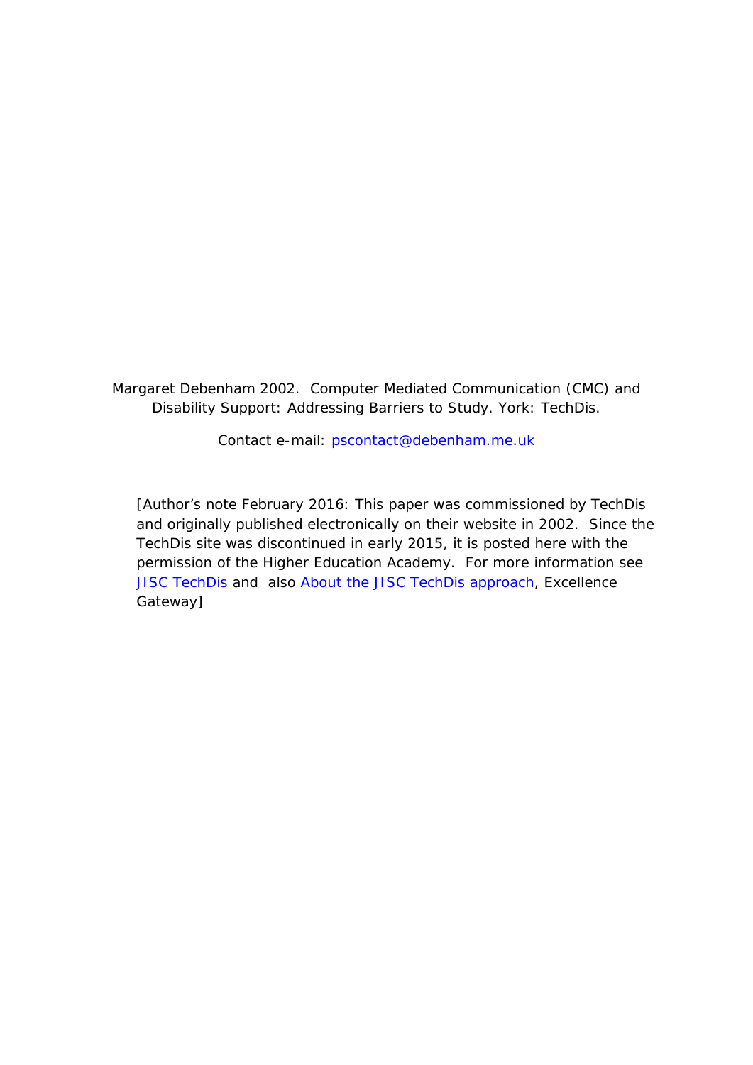Margaret Debenham 2002. Computer Mediated Communication (CMC) and Disability Support: Addressing Barriers to Study. York: TechDis.

Contact e-mail: [pscontact@debenham.me.uk](mailto:pscontact@debenham.me.uk)

[Author's note February 2016: This paper was commissioned by TechDis and originally published electronically on their website in 2002. Since the TechDis site was discontinued in early 2015, it is posted here with the permission of the Higher Education Academy. For more information see JISC TechDis and also About the JISC TechDis approach, Excellence Gateway]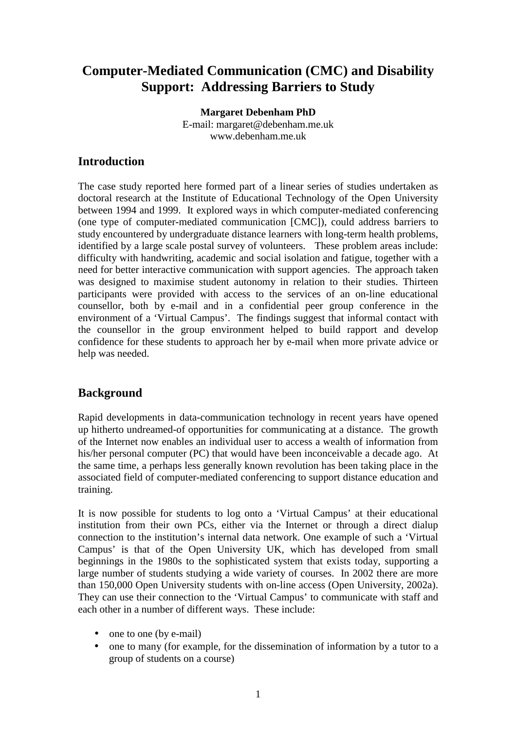# Computer-Mediated Communication (CMC) and Disability Support: Addressing Barriers to Study

**Margaret Debenham PhD**
E-mail: margaret@debenham.me.uk
www.debenham.me.uk

## Introduction

The case study reported here formed part of a linear series of studies undertaken as doctoral research at the Institute of Educational Technology of the Open University between 1994 and 1999. It explored ways in which computer-mediated conferencing (one type of computer-mediated communication [CMC]), could address barriers to study encountered by undergraduate distance learners with long-term health problems, identified by a large scale postal survey of volunteers. These problem areas include: difficulty with handwriting, academic and social isolation and fatigue, together with a need for better interactive communication with support agencies. The approach taken was designed to maximise student autonomy in relation to their studies. Thirteen participants were provided with access to the services of an on-line educational counsellor, both by e-mail and in a confidential peer group conference in the environment of a 'Virtual Campus'. The findings suggest that informal contact with the counsellor in the group environment helped to build rapport and develop confidence for these students to approach her by e-mail when more private advice or help was needed.

## Background

Rapid developments in data-communication technology in recent years have opened up hitherto undreamed-of opportunities for communicating at a distance. The growth of the Internet now enables an individual user to access a wealth of information from his/her personal computer (PC) that would have been inconceivable a decade ago. At the same time, a perhaps less generally known revolution has been taking place in the associated field of computer-mediated conferencing to support distance education and training.

It is now possible for students to log onto a 'Virtual Campus' at their educational institution from their own PCs, either via the Internet or through a direct dialup connection to the institution's internal data network. One example of such a 'Virtual Campus' is that of the Open University UK, which has developed from small beginnings in the 1980s to the sophisticated system that exists today, supporting a large number of students studying a wide variety of courses. In 2002 there are more than 150,000 Open University students with on-line access (Open University, 2002a). They can use their connection to the 'Virtual Campus' to communicate with staff and each other in a number of different ways. These include:

- one to one (by e-mail)
- one to many (for example, for the dissemination of information by a tutor to a group of students on a course)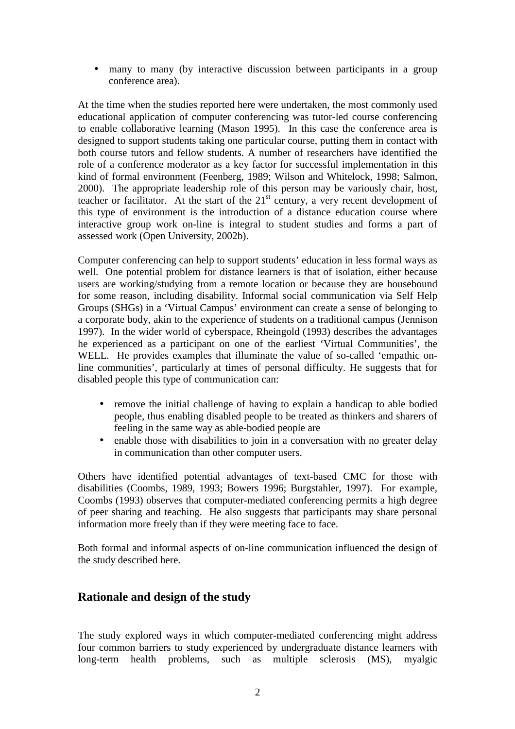- many to many (by interactive discussion between participants in a group conference area).

At the time when the studies reported here were undertaken, the most commonly used educational application of computer conferencing was tutor-led course conferencing to enable collaborative learning (Mason 1995). In this case the conference area is designed to support students taking one particular course, putting them in contact with both course tutors and fellow students. A number of researchers have identified the role of a conference moderator as a key factor for successful implementation in this kind of formal environment (Feenberg, 1989; Wilson and Whitelock, 1998; Salmon, 2000). The appropriate leadership role of this person may be variously chair, host, teacher or facilitator. At the start of the 21st century, a very recent development of this type of environment is the introduction of a distance education course where interactive group work on-line is integral to student studies and forms a part of assessed work (Open University, 2002b).

Computer conferencing can help to support students' education in less formal ways as well. One potential problem for distance learners is that of isolation, either because users are working/studying from a remote location or because they are housebound for some reason, including disability. Informal social communication via Self Help Groups (SHGs) in a 'Virtual Campus' environment can create a sense of belonging to a corporate body, akin to the experience of students on a traditional campus (Jennison 1997). In the wider world of cyberspace, Rheingold (1993) describes the advantages he experienced as a participant on one of the earliest 'Virtual Communities', the WELL. He provides examples that illuminate the value of so-called 'empathic on-line communities', particularly at times of personal difficulty. He suggests that for disabled people this type of communication can:

- remove the initial challenge of having to explain a handicap to able bodied people, thus enabling disabled people to be treated as thinkers and sharers of feeling in the same way as able-bodied people are
- enable those with disabilities to join in a conversation with no greater delay in communication than other computer users.

Others have identified potential advantages of text-based CMC for those with disabilities (Coombs, 1989, 1993; Bowers 1996; Burgstahler, 1997). For example, Coombs (1993) observes that computer-mediated conferencing permits a high degree of peer sharing and teaching. He also suggests that participants may share personal information more freely than if they were meeting face to face.

Both formal and informal aspects of on-line communication influenced the design of the study described here.

## Rationale and design of the study

The study explored ways in which computer-mediated conferencing might address four common barriers to study experienced by undergraduate distance learners with long-term health problems, such as multiple sclerosis (MS), myalgic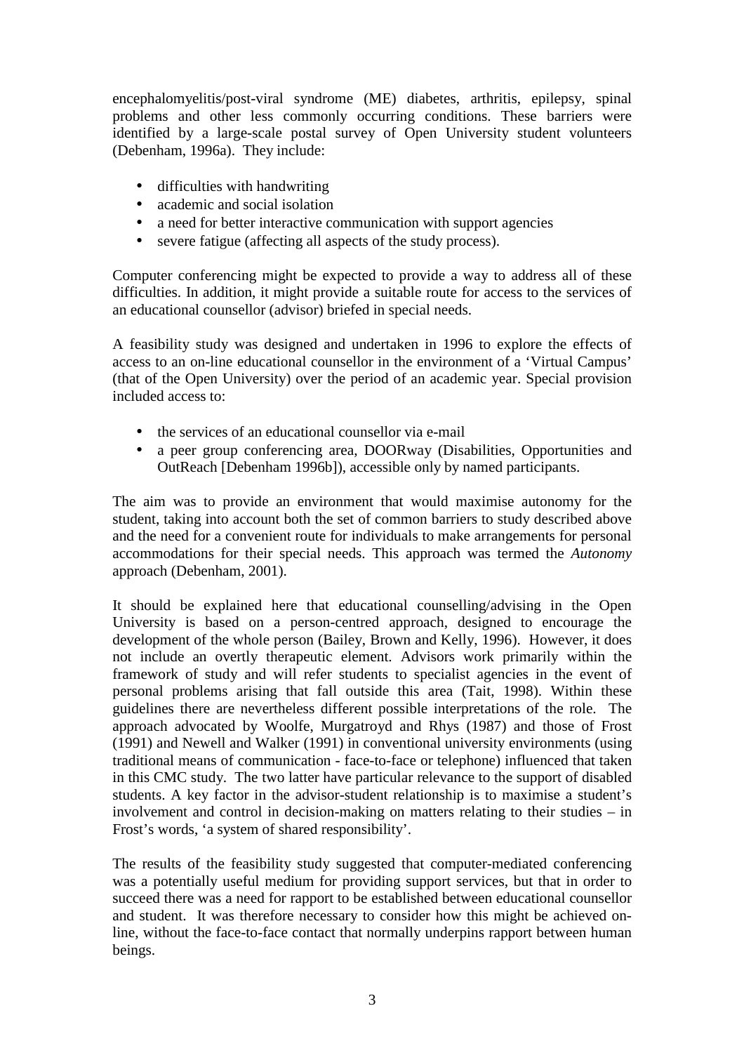encephalomyelitis/post-viral syndrome (ME) diabetes, arthritis, epilepsy, spinal problems and other less commonly occurring conditions. These barriers were identified by a large-scale postal survey of Open University student volunteers (Debenham, 1996a). They include:

- difficulties with handwriting
- academic and social isolation
- a need for better interactive communication with support agencies
- severe fatigue (affecting all aspects of the study process).

Computer conferencing might be expected to provide a way to address all of these difficulties. In addition, it might provide a suitable route for access to the services of an educational counsellor (advisor) briefed in special needs.

A feasibility study was designed and undertaken in 1996 to explore the effects of access to an on-line educational counsellor in the environment of a 'Virtual Campus' (that of the Open University) over the period of an academic year. Special provision included access to:

- the services of an educational counsellor via e-mail
- a peer group conferencing area, DOORway (Disabilities, Opportunities and OutReach [Debenham 1996b]), accessible only by named participants.

The aim was to provide an environment that would maximise autonomy for the student, taking into account both the set of common barriers to study described above and the need for a convenient route for individuals to make arrangements for personal accommodations for their special needs. This approach was termed the *Autonomy* approach (Debenham, 2001).

It should be explained here that educational counselling/advising in the Open University is based on a person-centred approach, designed to encourage the development of the whole person (Bailey, Brown and Kelly, 1996). However, it does not include an overtly therapeutic element. Advisors work primarily within the framework of study and will refer students to specialist agencies in the event of personal problems arising that fall outside this area (Tait, 1998). Within these guidelines there are nevertheless different possible interpretations of the role. The approach advocated by Woolfe, Murgatroyd and Rhys (1987) and those of Frost (1991) and Newell and Walker (1991) in conventional university environments (using traditional means of communication - face-to-face or telephone) influenced that taken in this CMC study. The two latter have particular relevance to the support of disabled students. A key factor in the advisor-student relationship is to maximise a student's involvement and control in decision-making on matters relating to their studies – in Frost's words, 'a system of shared responsibility'.

The results of the feasibility study suggested that computer-mediated conferencing was a potentially useful medium for providing support services, but that in order to succeed there was a need for rapport to be established between educational counsellor and student. It was therefore necessary to consider how this might be achieved on-line, without the face-to-face contact that normally underpins rapport between human beings.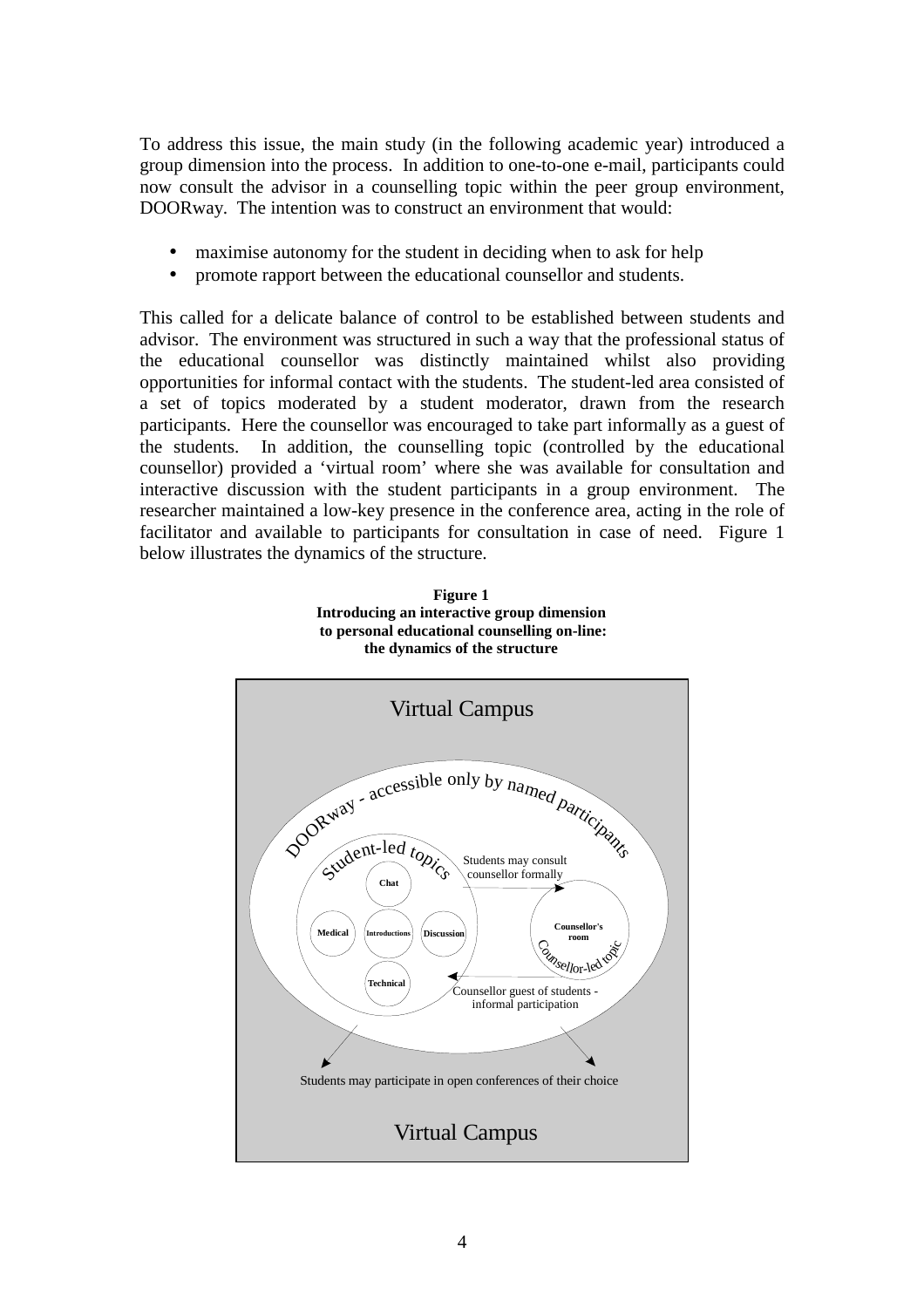To address this issue, the main study (in the following academic year) introduced a group dimension into the process. In addition to one-to-one e-mail, participants could now consult the advisor in a counselling topic within the peer group environment, DOORway. The intention was to construct an environment that would:

- maximise autonomy for the student in deciding when to ask for help
- promote rapport between the educational counsellor and students.

This called for a delicate balance of control to be established between students and advisor. The environment was structured in such a way that the professional status of the educational counsellor was distinctly maintained whilst also providing opportunities for informal contact with the students. The student-led area consisted of a set of topics moderated by a student moderator, drawn from the research participants. Here the counsellor was encouraged to take part informally as a guest of the students. In addition, the counselling topic (controlled by the educational counsellor) provided a 'virtual room' where she was available for consultation and interactive discussion with the student participants in a group environment. The researcher maintained a low-key presence in the conference area, acting in the role of facilitator and available to participants for consultation in case of need. Figure 1 below illustrates the dynamics of the structure.

**Figure 1**
**Introducing an interactive group dimension to personal educational counselling on-line: the dynamics of the structure**

Virtual Campus

DOORway - accessible only by named participants

Student-led topics: Chat, Medical, Introductions, Discussion, Technical

Students may consult counsellor formally

Counsellor's room — Counsellor-led topic

Counsellor guest of students - informal participation

Students may participate in open conferences of their choice

Virtual Campus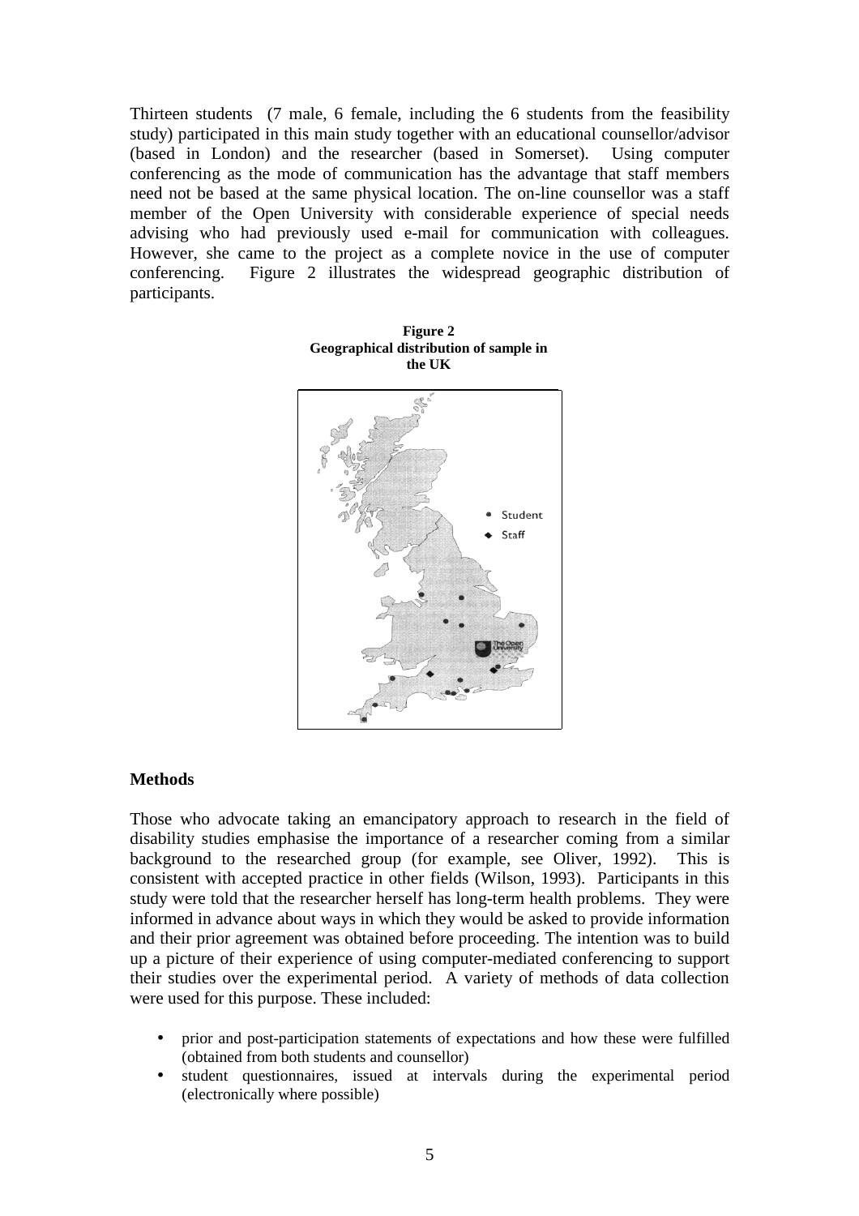Thirteen students (7 male, 6 female, including the 6 students from the feasibility study) participated in this main study together with an educational counsellor/advisor (based in London) and the researcher (based in Somerset). Using computer conferencing as the mode of communication has the advantage that staff members need not be based at the same physical location. The on-line counsellor was a staff member of the Open University with considerable experience of special needs advising who had previously used e-mail for communication with colleagues. However, she came to the project as a complete novice in the use of computer conferencing. Figure 2 illustrates the widespread geographic distribution of participants.

**Figure 2**
**Geographical distribution of sample in the UK**

## Methods

Those who advocate taking an emancipatory approach to research in the field of disability studies emphasise the importance of a researcher coming from a similar background to the researched group (for example, see Oliver, 1992). This is consistent with accepted practice in other fields (Wilson, 1993). Participants in this study were told that the researcher herself has long-term health problems. They were informed in advance about ways in which they would be asked to provide information and their prior agreement was obtained before proceeding. The intention was to build up a picture of their experience of using computer-mediated conferencing to support their studies over the experimental period. A variety of methods of data collection were used for this purpose. These included:

- prior and post-participation statements of expectations and how these were fulfilled (obtained from both students and counsellor)
- student questionnaires, issued at intervals during the experimental period (electronically where possible)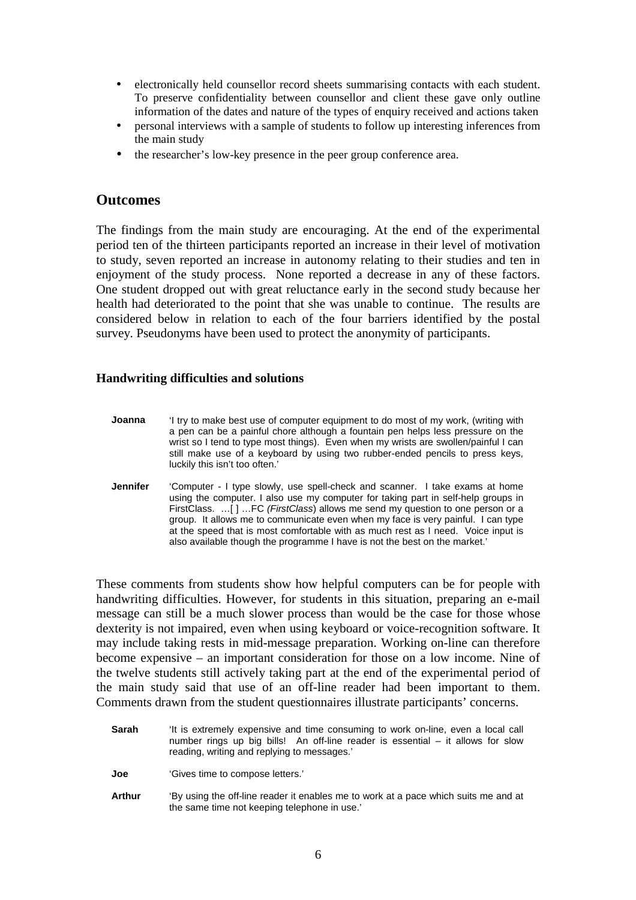- electronically held counsellor record sheets summarising contacts with each student. To preserve confidentiality between counsellor and client these gave only outline information of the dates and nature of the types of enquiry received and actions taken
- personal interviews with a sample of students to follow up interesting inferences from the main study
- the researcher's low-key presence in the peer group conference area.

## Outcomes

The findings from the main study are encouraging. At the end of the experimental period ten of the thirteen participants reported an increase in their level of motivation to study, seven reported an increase in autonomy relating to their studies and ten in enjoyment of the study process. None reported a decrease in any of these factors. One student dropped out with great reluctance early in the second study because her health had deteriorated to the point that she was unable to continue. The results are considered below in relation to each of the four barriers identified by the postal survey. Pseudonyms have been used to protect the anonymity of participants.

### Handwriting difficulties and solutions

**Joanna** 'I try to make best use of computer equipment to do most of my work, (writing with a pen can be a painful chore although a fountain pen helps less pressure on the wrist so I tend to type most things). Even when my wrists are swollen/painful I can still make use of a keyboard by using two rubber-ended pencils to press keys, luckily this isn't too often.'

**Jennifer** 'Computer - I type slowly, use spell-check and scanner. I take exams at home using the computer. I also use my computer for taking part in self-help groups in FirstClass. …[ ] …FC *(FirstClass*) allows me send my question to one person or a group. It allows me to communicate even when my face is very painful. I can type at the speed that is most comfortable with as much rest as I need. Voice input is also available though the programme I have is not the best on the market.'

These comments from students show how helpful computers can be for people with handwriting difficulties. However, for students in this situation, preparing an e-mail message can still be a much slower process than would be the case for those whose dexterity is not impaired, even when using keyboard or voice-recognition software. It may include taking rests in mid-message preparation. Working on-line can therefore become expensive – an important consideration for those on a low income. Nine of the twelve students still actively taking part at the end of the experimental period of the main study said that use of an off-line reader had been important to them. Comments drawn from the student questionnaires illustrate participants' concerns.

**Sarah** 'It is extremely expensive and time consuming to work on-line, even a local call number rings up big bills! An off-line reader is essential – it allows for slow reading, writing and replying to messages.'

**Joe** 'Gives time to compose letters.'

**Arthur** 'By using the off-line reader it enables me to work at a pace which suits me and at the same time not keeping telephone in use.'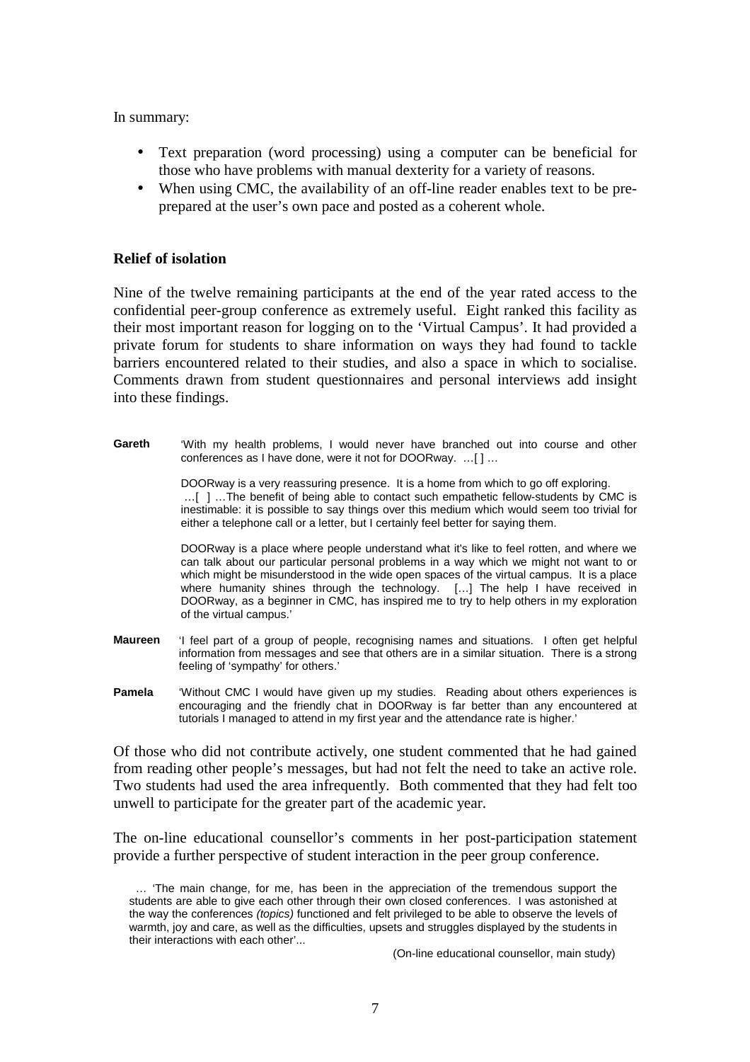In summary:

- Text preparation (word processing) using a computer can be beneficial for those who have problems with manual dexterity for a variety of reasons.
- When using CMC, the availability of an off-line reader enables text to be pre-prepared at the user's own pace and posted as a coherent whole.

**Relief of isolation**

Nine of the twelve remaining participants at the end of the year rated access to the confidential peer-group conference as extremely useful. Eight ranked this facility as their most important reason for logging on to the 'Virtual Campus'. It had provided a private forum for students to share information on ways they had found to tackle barriers encountered related to their studies, and also a space in which to socialise. Comments drawn from student questionnaires and personal interviews add insight into these findings.

**Gareth** 'With my health problems, I would never have branched out into course and other conferences as I have done, were it not for DOORway. …[ ] …

DOORway is a very reassuring presence. It is a home from which to go off exploring. …[ ] …The benefit of being able to contact such empathetic fellow-students by CMC is inestimable: it is possible to say things over this medium which would seem too trivial for either a telephone call or a letter, but I certainly feel better for saying them.

DOORway is a place where people understand what it's like to feel rotten, and where we can talk about our particular personal problems in a way which we might not want to or which might be misunderstood in the wide open spaces of the virtual campus. It is a place where humanity shines through the technology. […] The help I have received in DOORway, as a beginner in CMC, has inspired me to try to help others in my exploration of the virtual campus.'

**Maureen** 'I feel part of a group of people, recognising names and situations. I often get helpful information from messages and see that others are in a similar situation. There is a strong feeling of 'sympathy' for others.'

**Pamela** 'Without CMC I would have given up my studies. Reading about others experiences is encouraging and the friendly chat in DOORway is far better than any encountered at tutorials I managed to attend in my first year and the attendance rate is higher.'

Of those who did not contribute actively, one student commented that he had gained from reading other people's messages, but had not felt the need to take an active role. Two students had used the area infrequently. Both commented that they had felt too unwell to participate for the greater part of the academic year.

The on-line educational counsellor's comments in her post-participation statement provide a further perspective of student interaction in the peer group conference.

> … 'The main change, for me, has been in the appreciation of the tremendous support the students are able to give each other through their own closed conferences. I was astonished at the way the conferences *(topics)* functioned and felt privileged to be able to observe the levels of warmth, joy and care, as well as the difficulties, upsets and struggles displayed by the students in their interactions with each other'...
>
> (On-line educational counsellor, main study)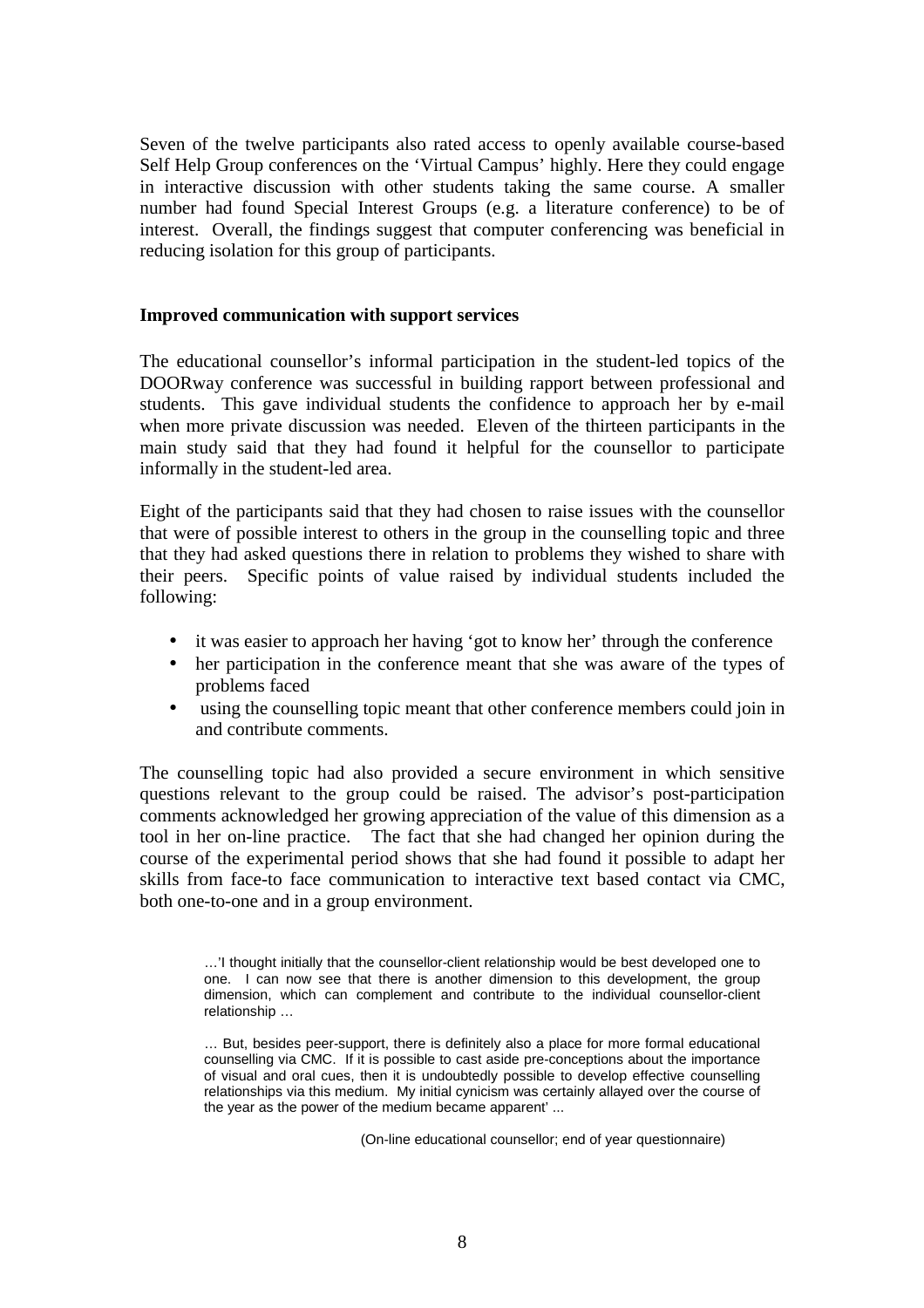Seven of the twelve participants also rated access to openly available course-based Self Help Group conferences on the 'Virtual Campus' highly. Here they could engage in interactive discussion with other students taking the same course. A smaller number had found Special Interest Groups (e.g. a literature conference) to be of interest. Overall, the findings suggest that computer conferencing was beneficial in reducing isolation for this group of participants.

**Improved communication with support services**

The educational counsellor's informal participation in the student-led topics of the DOORway conference was successful in building rapport between professional and students. This gave individual students the confidence to approach her by e-mail when more private discussion was needed. Eleven of the thirteen participants in the main study said that they had found it helpful for the counsellor to participate informally in the student-led area.

Eight of the participants said that they had chosen to raise issues with the counsellor that were of possible interest to others in the group in the counselling topic and three that they had asked questions there in relation to problems they wished to share with their peers. Specific points of value raised by individual students included the following:

- it was easier to approach her having 'got to know her' through the conference
- her participation in the conference meant that she was aware of the types of problems faced
- using the counselling topic meant that other conference members could join in and contribute comments.

The counselling topic had also provided a secure environment in which sensitive questions relevant to the group could be raised. The advisor's post-participation comments acknowledged her growing appreciation of the value of this dimension as a tool in her on-line practice. The fact that she had changed her opinion during the course of the experimental period shows that she had found it possible to adapt her skills from face-to face communication to interactive text based contact via CMC, both one-to-one and in a group environment.

> …'I thought initially that the counsellor-client relationship would be best developed one to one. I can now see that there is another dimension to this development, the group dimension, which can complement and contribute to the individual counsellor-client relationship …
>
> … But, besides peer-support, there is definitely also a place for more formal educational counselling via CMC. If it is possible to cast aside pre-conceptions about the importance of visual and oral cues, then it is undoubtedly possible to develop effective counselling relationships via this medium. My initial cynicism was certainly allayed over the course of the year as the power of the medium became apparent' ...
>
> (On-line educational counsellor; end of year questionnaire)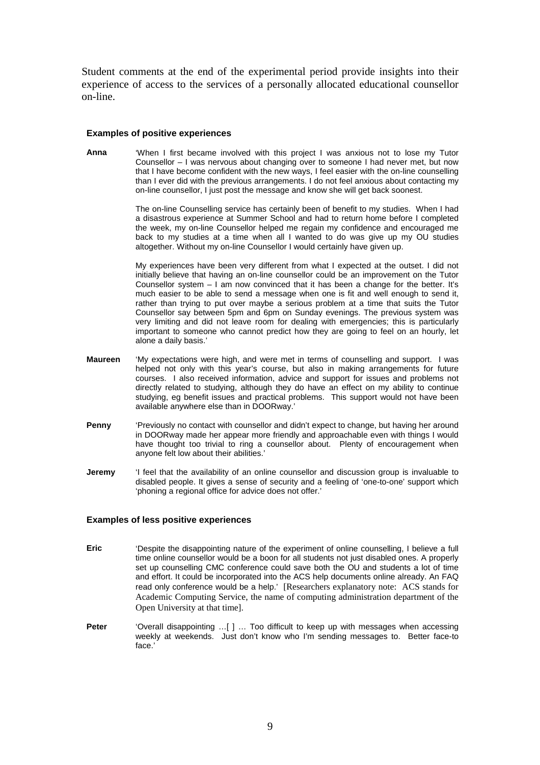Student comments at the end of the experimental period provide insights into their experience of access to the services of a personally allocated educational counsellor on-line.

### Examples of positive experiences

**Anna** 'When I first became involved with this project I was anxious not to lose my Tutor Counsellor – I was nervous about changing over to someone I had never met, but now that I have become confident with the new ways, I feel easier with the on-line counselling than I ever did with the previous arrangements. I do not feel anxious about contacting my on-line counsellor, I just post the message and know she will get back soonest.

The on-line Counselling service has certainly been of benefit to my studies. When I had a disastrous experience at Summer School and had to return home before I completed the week, my on-line Counsellor helped me regain my confidence and encouraged me back to my studies at a time when all I wanted to do was give up my OU studies altogether. Without my on-line Counsellor I would certainly have given up.

My experiences have been very different from what I expected at the outset. I did not initially believe that having an on-line counsellor could be an improvement on the Tutor Counsellor system – I am now convinced that it has been a change for the better. It's much easier to be able to send a message when one is fit and well enough to send it, rather than trying to put over maybe a serious problem at a time that suits the Tutor Counsellor say between 5pm and 6pm on Sunday evenings. The previous system was very limiting and did not leave room for dealing with emergencies; this is particularly important to someone who cannot predict how they are going to feel on an hourly, let alone a daily basis.'

**Maureen** 'My expectations were high, and were met in terms of counselling and support. I was helped not only with this year's course, but also in making arrangements for future courses. I also received information, advice and support for issues and problems not directly related to studying, although they do have an effect on my ability to continue studying, eg benefit issues and practical problems. This support would not have been available anywhere else than in DOORway.'

**Penny** 'Previously no contact with counsellor and didn't expect to change, but having her around in DOORway made her appear more friendly and approachable even with things I would have thought too trivial to ring a counsellor about. Plenty of encouragement when anyone felt low about their abilities.'

**Jeremy** 'I feel that the availability of an online counsellor and discussion group is invaluable to disabled people. It gives a sense of security and a feeling of 'one-to-one' support which 'phoning a regional office for advice does not offer.'

### Examples of less positive experiences

**Eric** 'Despite the disappointing nature of the experiment of online counselling, I believe a full time online counsellor would be a boon for all students not just disabled ones. A properly set up counselling CMC conference could save both the OU and students a lot of time and effort. It could be incorporated into the ACS help documents online already. An FAQ read only conference would be a help.' [Researchers explanatory note: ACS stands for Academic Computing Service, the name of computing administration department of the Open University at that time].

**Peter** 'Overall disappointing …[ ] … Too difficult to keep up with messages when accessing weekly at weekends. Just don't know who I'm sending messages to. Better face-to face.'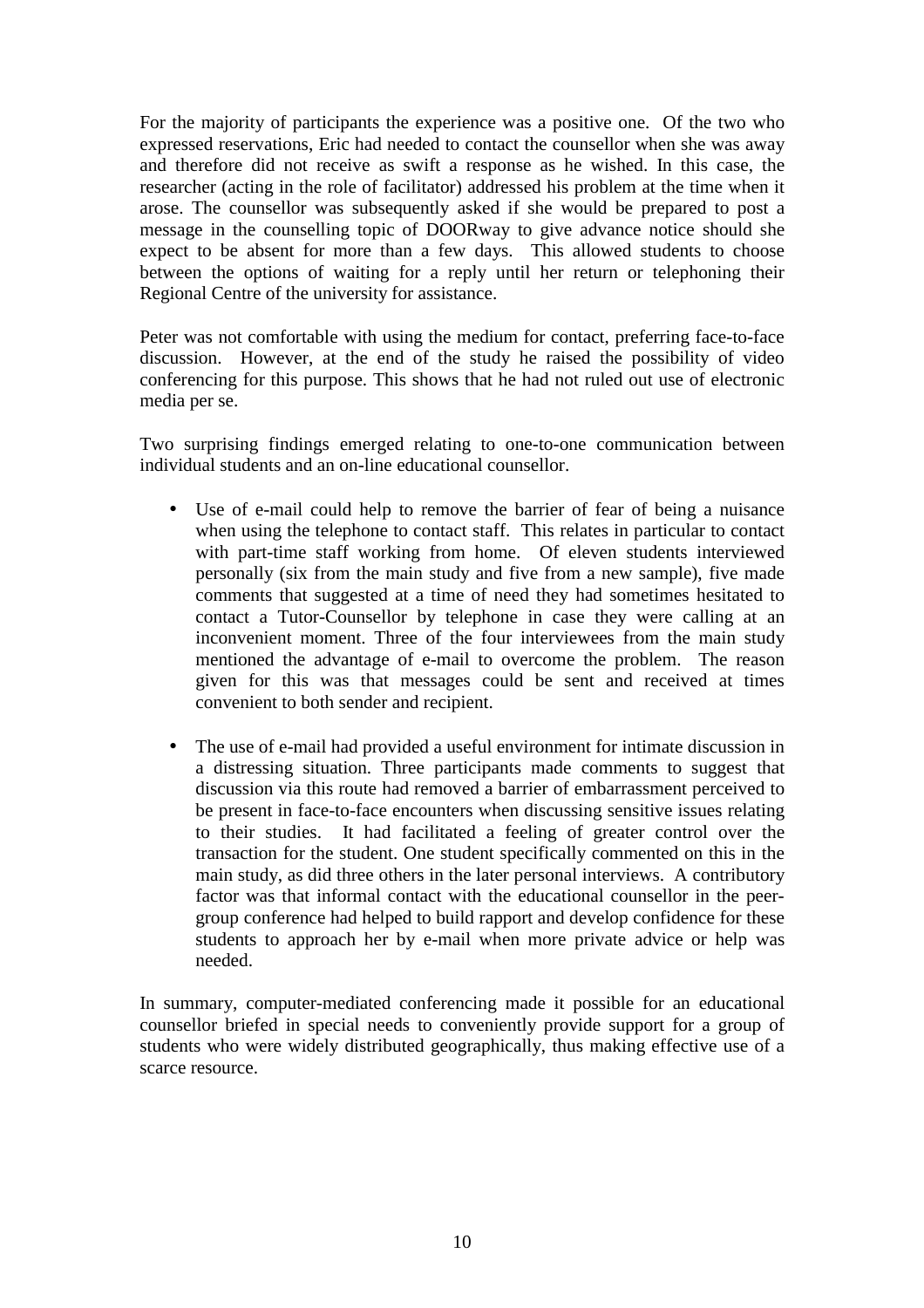For the majority of participants the experience was a positive one. Of the two who expressed reservations, Eric had needed to contact the counsellor when she was away and therefore did not receive as swift a response as he wished. In this case, the researcher (acting in the role of facilitator) addressed his problem at the time when it arose. The counsellor was subsequently asked if she would be prepared to post a message in the counselling topic of DOORway to give advance notice should she expect to be absent for more than a few days. This allowed students to choose between the options of waiting for a reply until her return or telephoning their Regional Centre of the university for assistance.

Peter was not comfortable with using the medium for contact, preferring face-to-face discussion. However, at the end of the study he raised the possibility of video conferencing for this purpose. This shows that he had not ruled out use of electronic media per se.

Two surprising findings emerged relating to one-to-one communication between individual students and an on-line educational counsellor.

- Use of e-mail could help to remove the barrier of fear of being a nuisance when using the telephone to contact staff. This relates in particular to contact with part-time staff working from home. Of eleven students interviewed personally (six from the main study and five from a new sample), five made comments that suggested at a time of need they had sometimes hesitated to contact a Tutor-Counsellor by telephone in case they were calling at an inconvenient moment. Three of the four interviewees from the main study mentioned the advantage of e-mail to overcome the problem. The reason given for this was that messages could be sent and received at times convenient to both sender and recipient.

- The use of e-mail had provided a useful environment for intimate discussion in a distressing situation. Three participants made comments to suggest that discussion via this route had removed a barrier of embarrassment perceived to be present in face-to-face encounters when discussing sensitive issues relating to their studies. It had facilitated a feeling of greater control over the transaction for the student. One student specifically commented on this in the main study, as did three others in the later personal interviews. A contributory factor was that informal contact with the educational counsellor in the peer-group conference had helped to build rapport and develop confidence for these students to approach her by e-mail when more private advice or help was needed.

In summary, computer-mediated conferencing made it possible for an educational counsellor briefed in special needs to conveniently provide support for a group of students who were widely distributed geographically, thus making effective use of a scarce resource.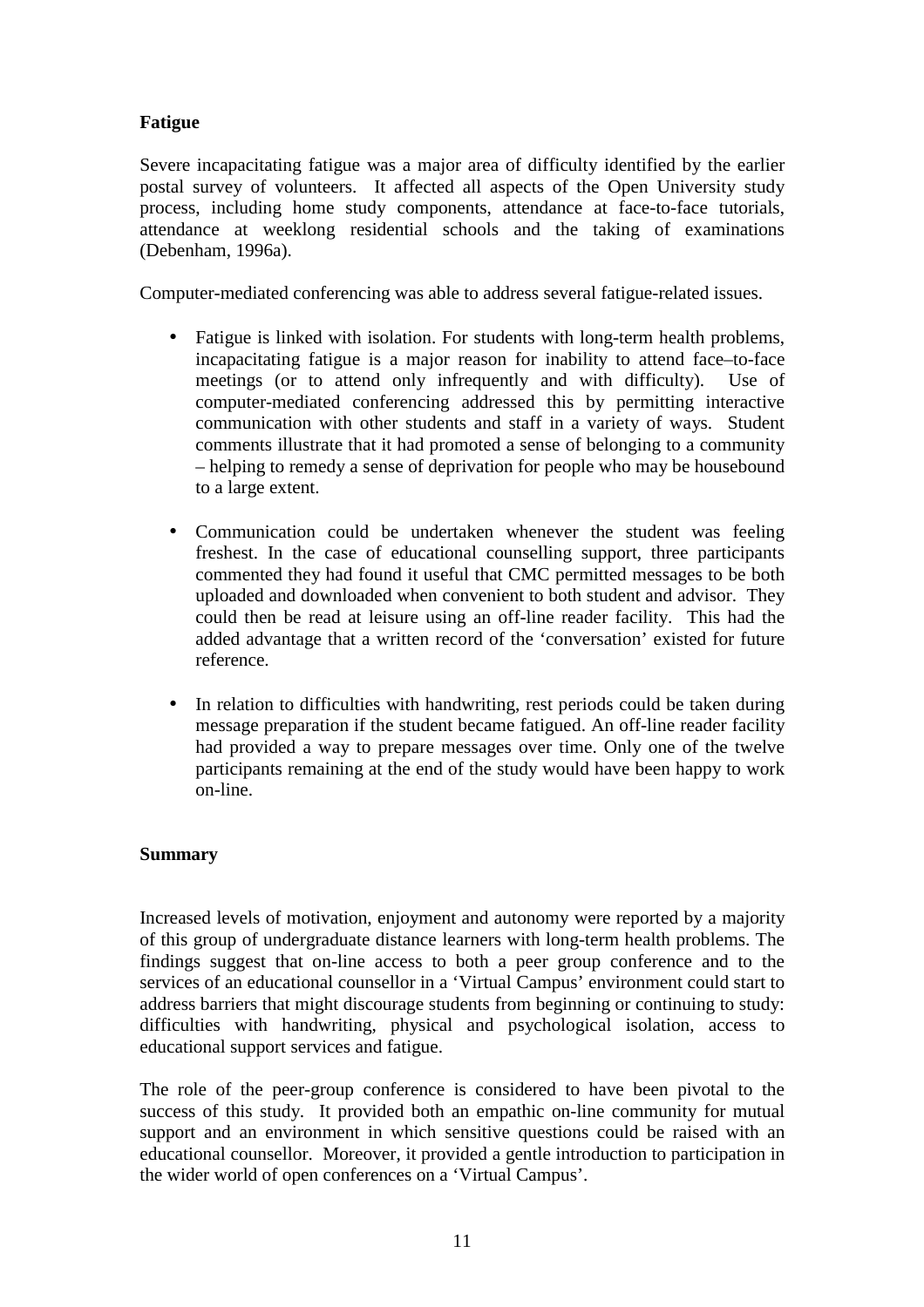**Fatigue**

Severe incapacitating fatigue was a major area of difficulty identified by the earlier postal survey of volunteers. It affected all aspects of the Open University study process, including home study components, attendance at face-to-face tutorials, attendance at weeklong residential schools and the taking of examinations (Debenham, 1996a).

Computer-mediated conferencing was able to address several fatigue-related issues.

- Fatigue is linked with isolation. For students with long-term health problems, incapacitating fatigue is a major reason for inability to attend face–to-face meetings (or to attend only infrequently and with difficulty). Use of computer-mediated conferencing addressed this by permitting interactive communication with other students and staff in a variety of ways. Student comments illustrate that it had promoted a sense of belonging to a community – helping to remedy a sense of deprivation for people who may be housebound to a large extent.

- Communication could be undertaken whenever the student was feeling freshest. In the case of educational counselling support, three participants commented they had found it useful that CMC permitted messages to be both uploaded and downloaded when convenient to both student and advisor. They could then be read at leisure using an off-line reader facility. This had the added advantage that a written record of the 'conversation' existed for future reference.

- In relation to difficulties with handwriting, rest periods could be taken during message preparation if the student became fatigued. An off-line reader facility had provided a way to prepare messages over time. Only one of the twelve participants remaining at the end of the study would have been happy to work on-line.

**Summary**

Increased levels of motivation, enjoyment and autonomy were reported by a majority of this group of undergraduate distance learners with long-term health problems. The findings suggest that on-line access to both a peer group conference and to the services of an educational counsellor in a 'Virtual Campus' environment could start to address barriers that might discourage students from beginning or continuing to study: difficulties with handwriting, physical and psychological isolation, access to educational support services and fatigue.

The role of the peer-group conference is considered to have been pivotal to the success of this study. It provided both an empathic on-line community for mutual support and an environment in which sensitive questions could be raised with an educational counsellor. Moreover, it provided a gentle introduction to participation in the wider world of open conferences on a 'Virtual Campus'.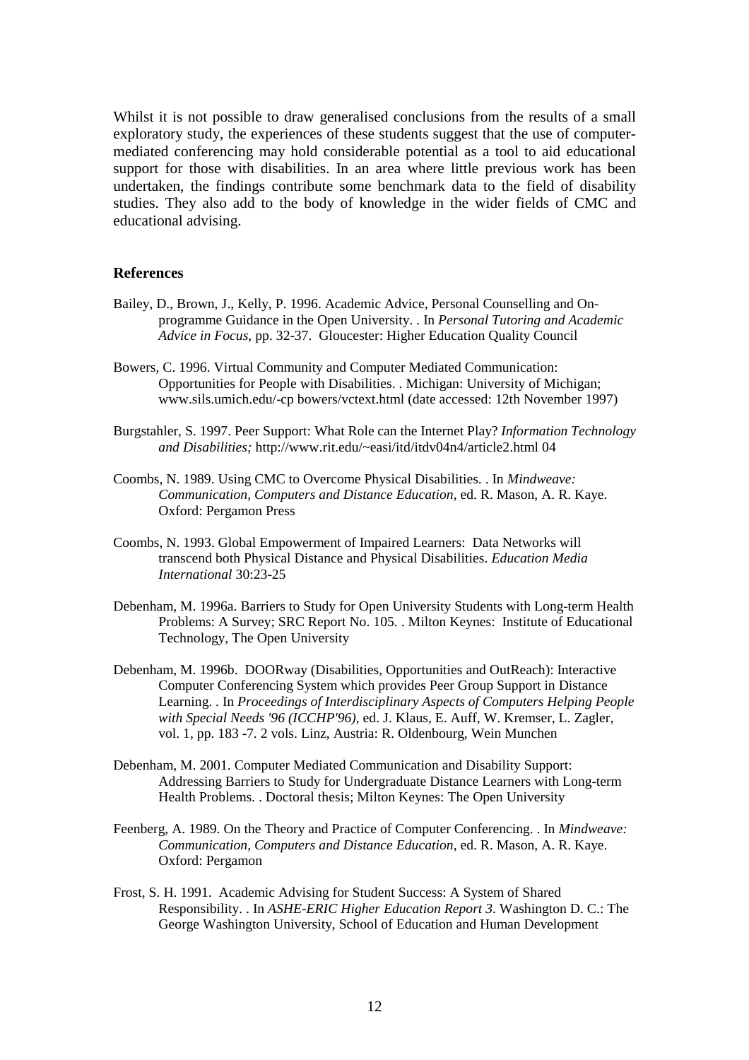Whilst it is not possible to draw generalised conclusions from the results of a small exploratory study, the experiences of these students suggest that the use of computer-mediated conferencing may hold considerable potential as a tool to aid educational support for those with disabilities. In an area where little previous work has been undertaken, the findings contribute some benchmark data to the field of disability studies. They also add to the body of knowledge in the wider fields of CMC and educational advising.

## References

Bailey, D., Brown, J., Kelly, P. 1996. Academic Advice, Personal Counselling and On-programme Guidance in the Open University. . In *Personal Tutoring and Academic Advice in Focus*, pp. 32-37. Gloucester: Higher Education Quality Council

Bowers, C. 1996. Virtual Community and Computer Mediated Communication: Opportunities for People with Disabilities. . Michigan: University of Michigan; www.sils.umich.edu/-cp bowers/vctext.html (date accessed: 12th November 1997)

Burgstahler, S. 1997. Peer Support: What Role can the Internet Play? *Information Technology and Disabilities;* http://www.rit.edu/~easi/itd/itdv04n4/article2.html 04

Coombs, N. 1989. Using CMC to Overcome Physical Disabilities. . In *Mindweave: Communication, Computers and Distance Education*, ed. R. Mason, A. R. Kaye. Oxford: Pergamon Press

Coombs, N. 1993. Global Empowerment of Impaired Learners: Data Networks will transcend both Physical Distance and Physical Disabilities. *Education Media International* 30:23-25

Debenham, M. 1996a. Barriers to Study for Open University Students with Long-term Health Problems: A Survey; SRC Report No. 105. . Milton Keynes: Institute of Educational Technology, The Open University

Debenham, M. 1996b. DOORway (Disabilities, Opportunities and OutReach): Interactive Computer Conferencing System which provides Peer Group Support in Distance Learning. . In *Proceedings of Interdisciplinary Aspects of Computers Helping People with Special Needs '96 (ICCHP'96)*, ed. J. Klaus, E. Auff, W. Kremser, L. Zagler, vol. 1, pp. 183 -7. 2 vols. Linz, Austria: R. Oldenbourg, Wein Munchen

Debenham, M. 2001. Computer Mediated Communication and Disability Support: Addressing Barriers to Study for Undergraduate Distance Learners with Long-term Health Problems. . Doctoral thesis; Milton Keynes: The Open University

Feenberg, A. 1989. On the Theory and Practice of Computer Conferencing. . In *Mindweave: Communication, Computers and Distance Education*, ed. R. Mason, A. R. Kaye. Oxford: Pergamon

Frost, S. H. 1991. Academic Advising for Student Success: A System of Shared Responsibility. . In *ASHE-ERIC Higher Education Report 3*. Washington D. C.: The George Washington University, School of Education and Human Development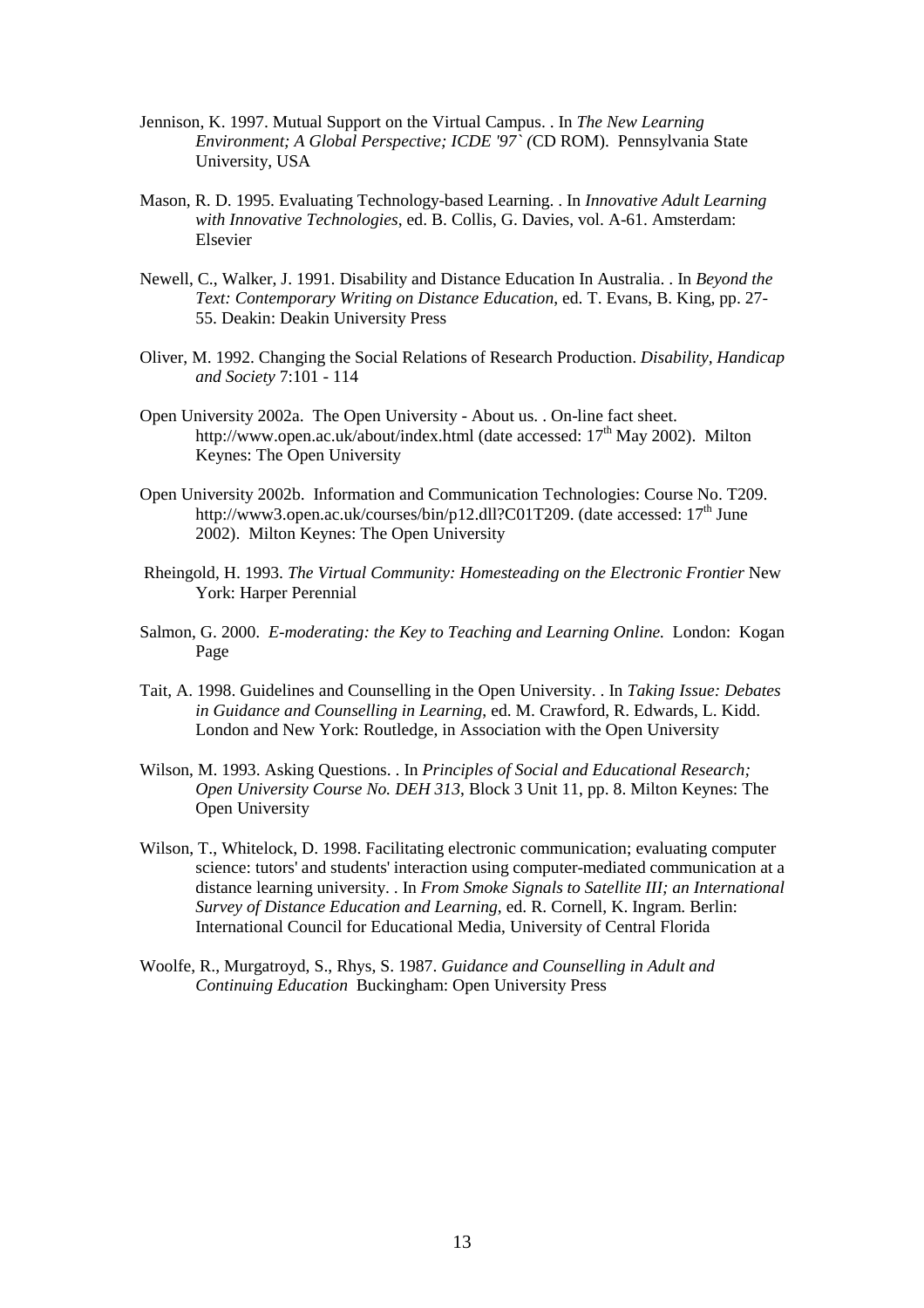Jennison, K. 1997. Mutual Support on the Virtual Campus. . In *The New Learning Environment; A Global Perspective; ICDE '97` (*CD ROM). Pennsylvania State University, USA

Mason, R. D. 1995. Evaluating Technology-based Learning. . In *Innovative Adult Learning with Innovative Technologies*, ed. B. Collis, G. Davies, vol. A-61. Amsterdam: Elsevier

Newell, C., Walker, J. 1991. Disability and Distance Education In Australia. . In *Beyond the Text: Contemporary Writing on Distance Education*, ed. T. Evans, B. King, pp. 27-55. Deakin: Deakin University Press

Oliver, M. 1992. Changing the Social Relations of Research Production. *Disability, Handicap and Society* 7:101 - 114

Open University 2002a. The Open University - About us. . On-line fact sheet. http://www.open.ac.uk/about/index.html (date accessed: 17th May 2002). Milton Keynes: The Open University

Open University 2002b. Information and Communication Technologies: Course No. T209. http://www3.open.ac.uk/courses/bin/p12.dll?C01T209. (date accessed: 17th June 2002). Milton Keynes: The Open University

Rheingold, H. 1993. *The Virtual Community: Homesteading on the Electronic Frontier* New York: Harper Perennial

Salmon, G. 2000. *E-moderating: the Key to Teaching and Learning Online.* London: Kogan Page

Tait, A. 1998. Guidelines and Counselling in the Open University. . In *Taking Issue: Debates in Guidance and Counselling in Learning*, ed. M. Crawford, R. Edwards, L. Kidd. London and New York: Routledge, in Association with the Open University

Wilson, M. 1993. Asking Questions. . In *Principles of Social and Educational Research; Open University Course No. DEH 313*, Block 3 Unit 11, pp. 8. Milton Keynes: The Open University

Wilson, T., Whitelock, D. 1998. Facilitating electronic communication; evaluating computer science: tutors' and students' interaction using computer-mediated communication at a distance learning university. . In *From Smoke Signals to Satellite III; an International Survey of Distance Education and Learning*, ed. R. Cornell, K. Ingram. Berlin: International Council for Educational Media, University of Central Florida

Woolfe, R., Murgatroyd, S., Rhys, S. 1987. *Guidance and Counselling in Adult and Continuing Education* Buckingham: Open University Press